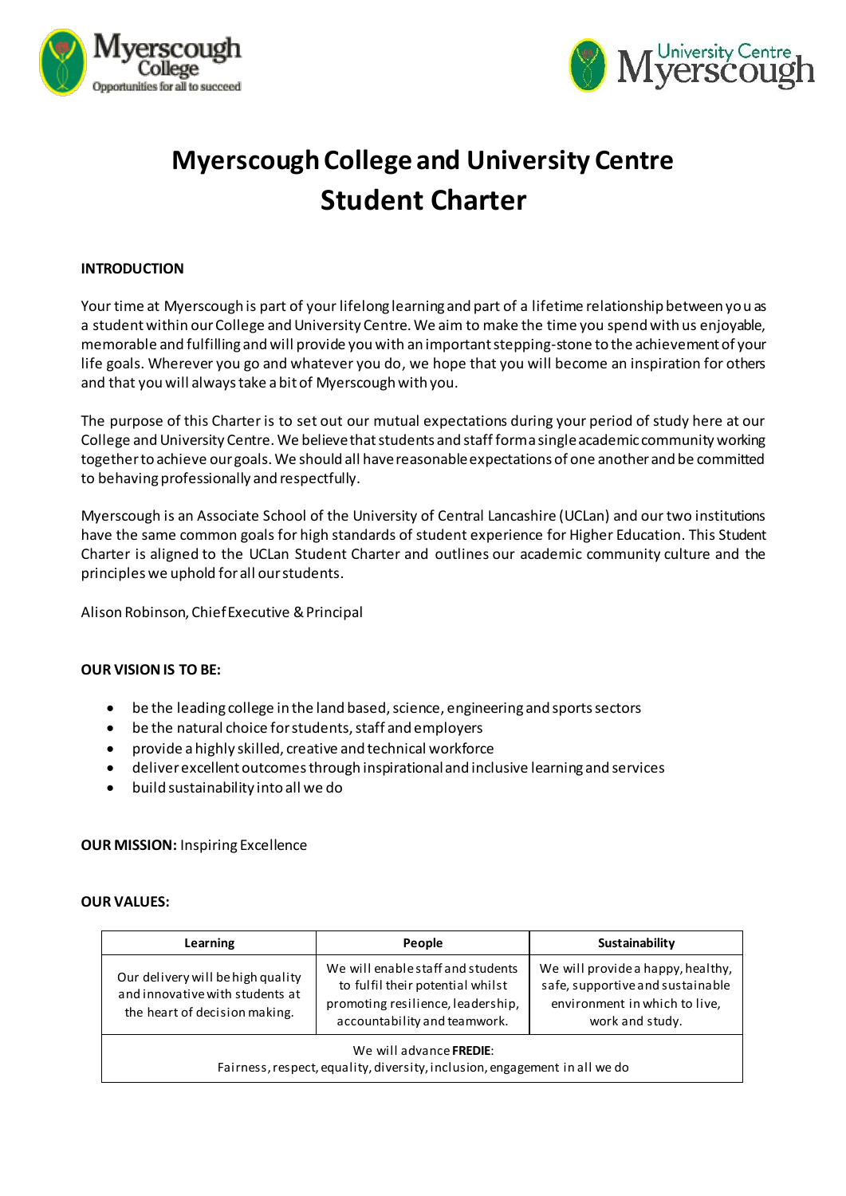# Myerscough College and University Centre Student Charter

**INTRODUCTION**

Your time at Myerscough is part of your lifelong learning and part of a lifetime relationship between you as a student within our College and University Centre. We aim to make the time you spend with us enjoyable, memorable and fulfilling and will provide you with an important stepping-stone to the achievement of your life goals. Wherever you go and whatever you do, we hope that you will become an inspiration for others and that you will always take a bit of Myerscough with you.

The purpose of this Charter is to set out our mutual expectations during your period of study here at our College and University Centre. We believe that students and staff form a single academic community working together to achieve our goals. We should all have reasonable expectations of one another and be committed to behaving professionally and respectfully.

Myerscough is an Associate School of the University of Central Lancashire (UCLan) and our two institutions have the same common goals for high standards of student experience for Higher Education. This Student Charter is aligned to the UCLan Student Charter and outlines our academic community culture and the principles we uphold for all our students.

Alison Robinson, Chief Executive & Principal

**OUR VISION IS TO BE:**

- be the leading college in the land based, science, engineering and sports sectors
- be the natural choice for students, staff and employers
- provide a highly skilled, creative and technical workforce
- deliver excellent outcomes through inspirational and inclusive learning and services
- build sustainability into all we do

**OUR MISSION:** Inspiring Excellence

**OUR VALUES:**

| Learning | People | Sustainability |
|---|---|---|
| Our delivery will be high quality and innovative with students at the heart of decision making. | We will enable staff and students to fulfil their potential whilst promoting resilience, leadership, accountability and teamwork. | We will provide a happy, healthy, safe, supportive and sustainable environment in which to live, work and study. |
| We will advance **FREDIE**: Fairness, respect, equality, diversity, inclusion, engagement in all we do | | |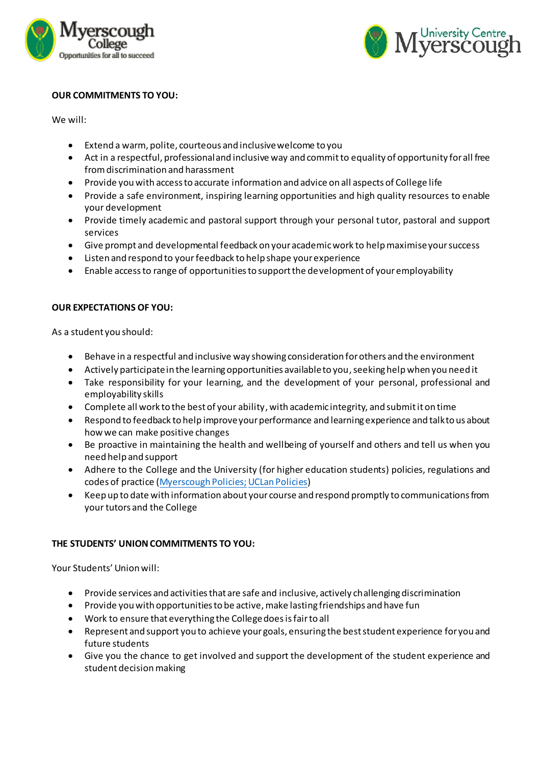**OUR COMMITMENTS TO YOU:**

We will:

- Extend a warm, polite, courteous and inclusive welcome to you
- Act in a respectful, professional and inclusive way and commit to equality of opportunity for all free from discrimination and harassment
- Provide you with access to accurate information and advice on all aspects of College life
- Provide a safe environment, inspiring learning opportunities and high quality resources to enable your development
- Provide timely academic and pastoral support through your personal tutor, pastoral and support services
- Give prompt and developmental feedback on your academic work to help maximise your success
- Listen and respond to your feedback to help shape your experience
- Enable access to range of opportunities to support the development of your employability

**OUR EXPECTATIONS OF YOU:**

As a student you should:

- Behave in a respectful and inclusive way showing consideration for others and the environment
- Actively participate in the learning opportunities available to you, seeking help when you need it
- Take responsibility for your learning, and the development of your personal, professional and employability skills
- Complete all work to the best of your ability, with academic integrity, and submit it on time
- Respond to feedback to help improve your performance and learning experience and talk to us about how we can make positive changes
- Be proactive in maintaining the health and wellbeing of yourself and others and tell us when you need help and support
- Adhere to the College and the University (for higher education students) policies, regulations and codes of practice (Myerscough Policies; UCLan Policies)
- Keep up to date with information about your course and respond promptly to communications from your tutors and the College

**THE STUDENTS' UNION COMMITMENTS TO YOU:**

Your Students' Union will:

- Provide services and activities that are safe and inclusive, actively challenging discrimination
- Provide you with opportunities to be active, make lasting friendships and have fun
- Work to ensure that everything the College does is fair to all
- Represent and support you to achieve your goals, ensuring the best student experience for you and future students
- Give you the chance to get involved and support the development of the student experience and student decision making